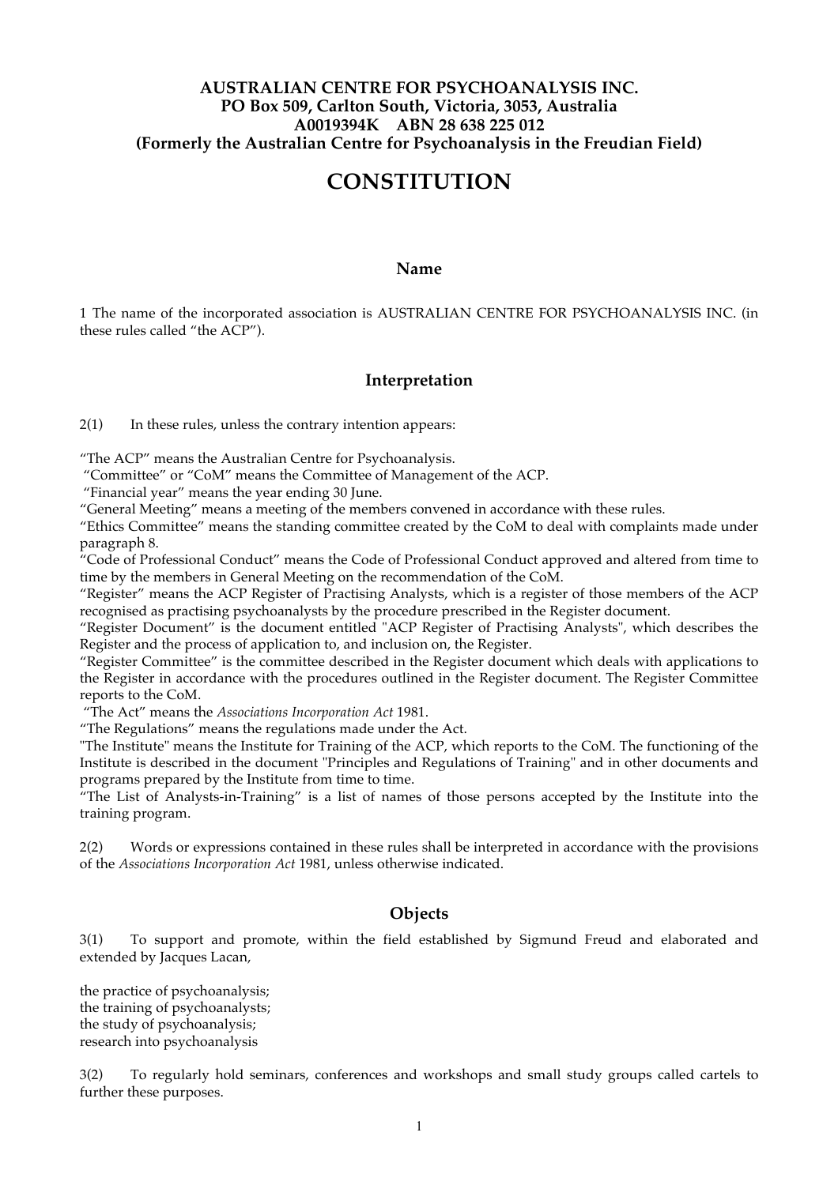**AUSTRALIAN CENTRE FOR PSYCHOANALYSIS INC.**
**PO Box 509, Carlton South, Victoria, 3053, Australia**
**A0019394K ABN 28 638 225 012**
**(Formerly the Australian Centre for Psychoanalysis in the Freudian Field)**

# CONSTITUTION

## Name

1 The name of the incorporated association is AUSTRALIAN CENTRE FOR PSYCHOANALYSIS INC. (in these rules called "the ACP").

## Interpretation

2(1) In these rules, unless the contrary intention appears:

"The ACP" means the Australian Centre for Psychoanalysis.
"Committee" or "CoM" means the Committee of Management of the ACP.
"Financial year" means the year ending 30 June.
"General Meeting" means a meeting of the members convened in accordance with these rules.
"Ethics Committee" means the standing committee created by the CoM to deal with complaints made under paragraph 8.
"Code of Professional Conduct" means the Code of Professional Conduct approved and altered from time to time by the members in General Meeting on the recommendation of the CoM.
"Register" means the ACP Register of Practising Analysts, which is a register of those members of the ACP recognised as practising psychoanalysts by the procedure prescribed in the Register document.
"Register Document" is the document entitled "ACP Register of Practising Analysts", which describes the Register and the process of application to, and inclusion on, the Register.
"Register Committee" is the committee described in the Register document which deals with applications to the Register in accordance with the procedures outlined in the Register document. The Register Committee reports to the CoM.
"The Act" means the *Associations Incorporation Act* 1981.
"The Regulations" means the regulations made under the Act.
"The Institute" means the Institute for Training of the ACP, which reports to the CoM. The functioning of the Institute is described in the document "Principles and Regulations of Training" and in other documents and programs prepared by the Institute from time to time.
"The List of Analysts-in-Training" is a list of names of those persons accepted by the Institute into the training program.

2(2) Words or expressions contained in these rules shall be interpreted in accordance with the provisions of the *Associations Incorporation Act* 1981, unless otherwise indicated.

## Objects

3(1) To support and promote, within the field established by Sigmund Freud and elaborated and extended by Jacques Lacan,

the practice of psychoanalysis;
the training of psychoanalysts;
the study of psychoanalysis;
research into psychoanalysis

3(2) To regularly hold seminars, conferences and workshops and small study groups called cartels to further these purposes.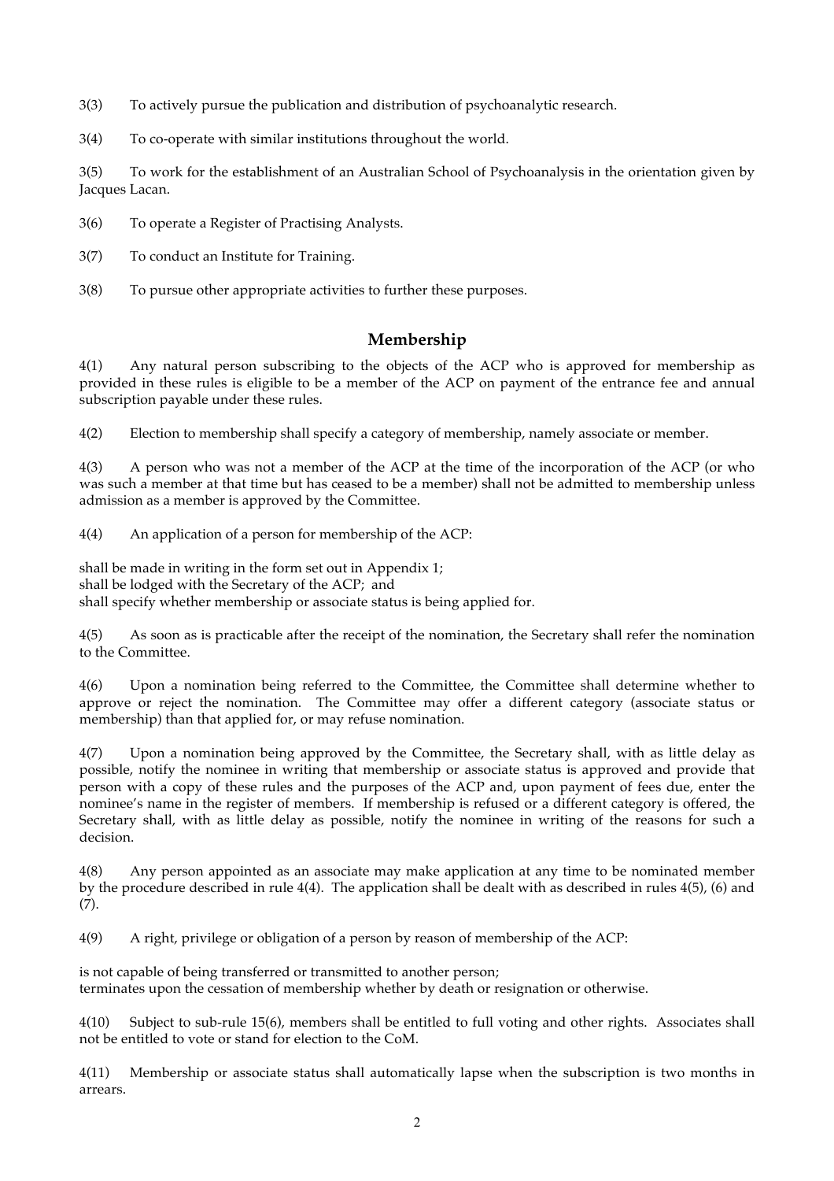3(3) To actively pursue the publication and distribution of psychoanalytic research.

3(4) To co-operate with similar institutions throughout the world.

3(5) To work for the establishment of an Australian School of Psychoanalysis in the orientation given by Jacques Lacan.

3(6) To operate a Register of Practising Analysts.

3(7) To conduct an Institute for Training.

3(8) To pursue other appropriate activities to further these purposes.

## Membership

4(1) Any natural person subscribing to the objects of the ACP who is approved for membership as provided in these rules is eligible to be a member of the ACP on payment of the entrance fee and annual subscription payable under these rules.

4(2) Election to membership shall specify a category of membership, namely associate or member.

4(3) A person who was not a member of the ACP at the time of the incorporation of the ACP (or who was such a member at that time but has ceased to be a member) shall not be admitted to membership unless admission as a member is approved by the Committee.

4(4) An application of a person for membership of the ACP:

shall be made in writing in the form set out in Appendix 1;
shall be lodged with the Secretary of the ACP; and
shall specify whether membership or associate status is being applied for.

4(5) As soon as is practicable after the receipt of the nomination, the Secretary shall refer the nomination to the Committee.

4(6) Upon a nomination being referred to the Committee, the Committee shall determine whether to approve or reject the nomination. The Committee may offer a different category (associate status or membership) than that applied for, or may refuse nomination.

4(7) Upon a nomination being approved by the Committee, the Secretary shall, with as little delay as possible, notify the nominee in writing that membership or associate status is approved and provide that person with a copy of these rules and the purposes of the ACP and, upon payment of fees due, enter the nominee's name in the register of members. If membership is refused or a different category is offered, the Secretary shall, with as little delay as possible, notify the nominee in writing of the reasons for such a decision.

4(8) Any person appointed as an associate may make application at any time to be nominated member by the procedure described in rule 4(4). The application shall be dealt with as described in rules 4(5), (6) and (7).

4(9) A right, privilege or obligation of a person by reason of membership of the ACP:

is not capable of being transferred or transmitted to another person;
terminates upon the cessation of membership whether by death or resignation or otherwise.

4(10) Subject to sub-rule 15(6), members shall be entitled to full voting and other rights. Associates shall not be entitled to vote or stand for election to the CoM.

4(11) Membership or associate status shall automatically lapse when the subscription is two months in arrears.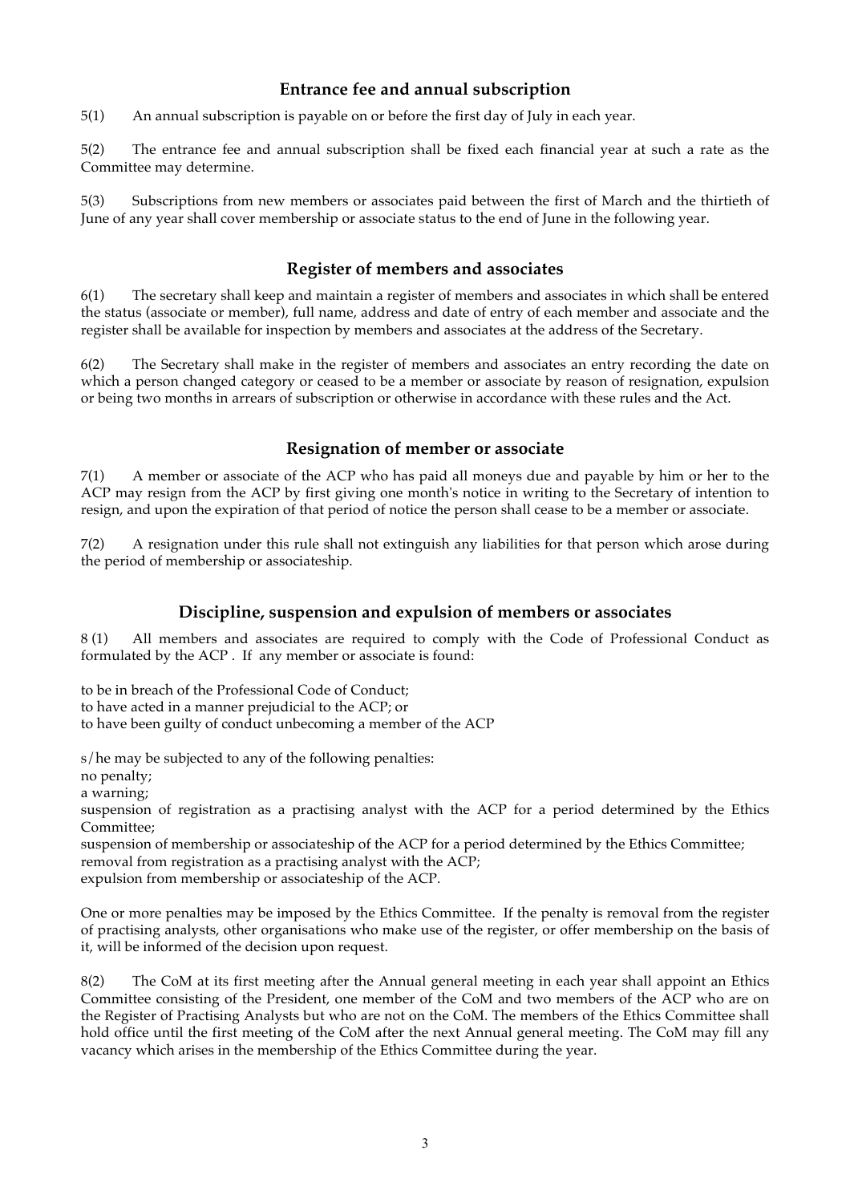## Entrance fee and annual subscription

5(1) An annual subscription is payable on or before the first day of July in each year.

5(2) The entrance fee and annual subscription shall be fixed each financial year at such a rate as the Committee may determine.

5(3) Subscriptions from new members or associates paid between the first of March and the thirtieth of June of any year shall cover membership or associate status to the end of June in the following year.

## Register of members and associates

6(1) The secretary shall keep and maintain a register of members and associates in which shall be entered the status (associate or member), full name, address and date of entry of each member and associate and the register shall be available for inspection by members and associates at the address of the Secretary.

6(2) The Secretary shall make in the register of members and associates an entry recording the date on which a person changed category or ceased to be a member or associate by reason of resignation, expulsion or being two months in arrears of subscription or otherwise in accordance with these rules and the Act.

## Resignation of member or associate

7(1) A member or associate of the ACP who has paid all moneys due and payable by him or her to the ACP may resign from the ACP by first giving one month's notice in writing to the Secretary of intention to resign, and upon the expiration of that period of notice the person shall cease to be a member or associate.

7(2) A resignation under this rule shall not extinguish any liabilities for that person which arose during the period of membership or associateship.

## Discipline, suspension and expulsion of members or associates

8 (1) All members and associates are required to comply with the Code of Professional Conduct as formulated by the ACP . If any member or associate is found:

to be in breach of the Professional Code of Conduct;
to have acted in a manner prejudicial to the ACP; or
to have been guilty of conduct unbecoming a member of the ACP

s/he may be subjected to any of the following penalties:
no penalty;
a warning;
suspension of registration as a practising analyst with the ACP for a period determined by the Ethics Committee;
suspension of membership or associateship of the ACP for a period determined by the Ethics Committee;
removal from registration as a practising analyst with the ACP;
expulsion from membership or associateship of the ACP.

One or more penalties may be imposed by the Ethics Committee. If the penalty is removal from the register of practising analysts, other organisations who make use of the register, or offer membership on the basis of it, will be informed of the decision upon request.

8(2) The CoM at its first meeting after the Annual general meeting in each year shall appoint an Ethics Committee consisting of the President, one member of the CoM and two members of the ACP who are on the Register of Practising Analysts but who are not on the CoM. The members of the Ethics Committee shall hold office until the first meeting of the CoM after the next Annual general meeting. The CoM may fill any vacancy which arises in the membership of the Ethics Committee during the year.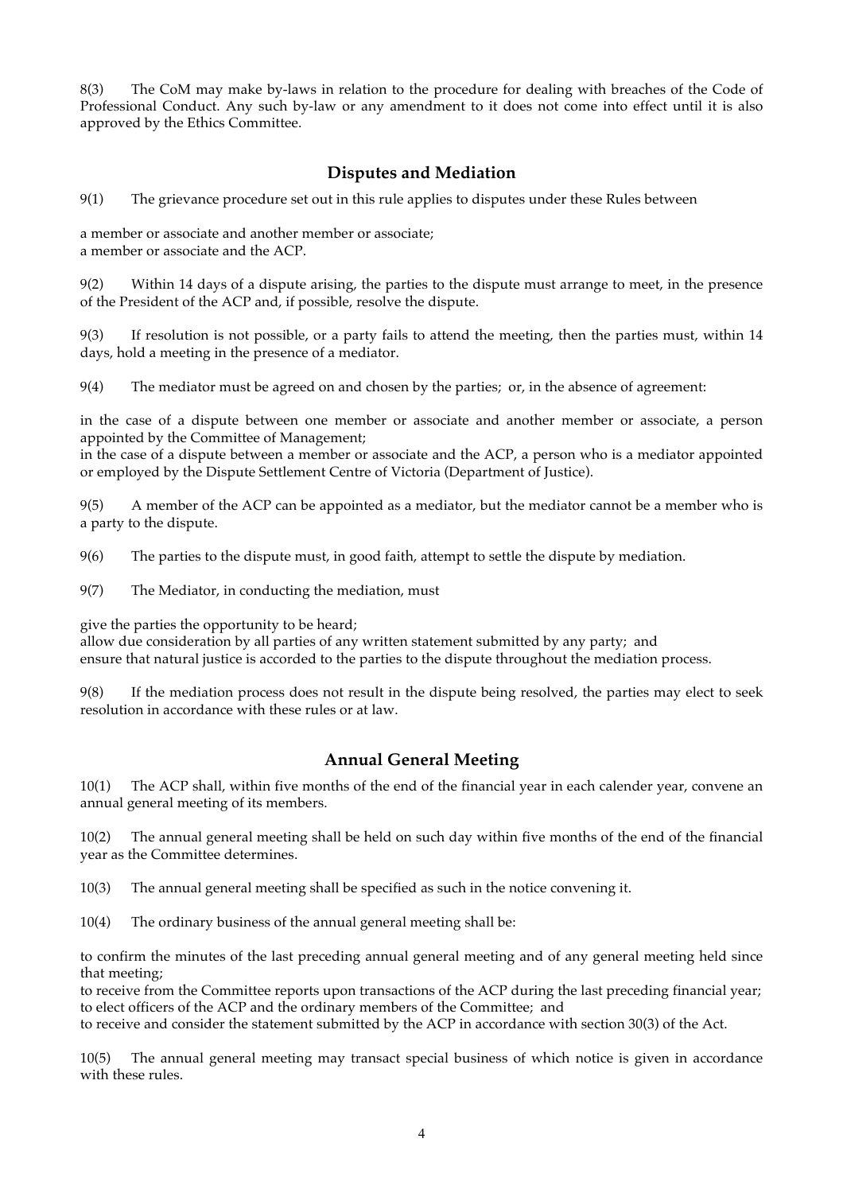8(3) The CoM may make by-laws in relation to the procedure for dealing with breaches of the Code of Professional Conduct. Any such by-law or any amendment to it does not come into effect until it is also approved by the Ethics Committee.

## Disputes and Mediation

9(1) The grievance procedure set out in this rule applies to disputes under these Rules between

a member or associate and another member or associate;
a member or associate and the ACP.

9(2) Within 14 days of a dispute arising, the parties to the dispute must arrange to meet, in the presence of the President of the ACP and, if possible, resolve the dispute.

9(3) If resolution is not possible, or a party fails to attend the meeting, then the parties must, within 14 days, hold a meeting in the presence of a mediator.

9(4) The mediator must be agreed on and chosen by the parties; or, in the absence of agreement:

in the case of a dispute between one member or associate and another member or associate, a person appointed by the Committee of Management;
in the case of a dispute between a member or associate and the ACP, a person who is a mediator appointed or employed by the Dispute Settlement Centre of Victoria (Department of Justice).

9(5) A member of the ACP can be appointed as a mediator, but the mediator cannot be a member who is a party to the dispute.

9(6) The parties to the dispute must, in good faith, attempt to settle the dispute by mediation.

9(7) The Mediator, in conducting the mediation, must

give the parties the opportunity to be heard;
allow due consideration by all parties of any written statement submitted by any party; and
ensure that natural justice is accorded to the parties to the dispute throughout the mediation process.

9(8) If the mediation process does not result in the dispute being resolved, the parties may elect to seek resolution in accordance with these rules or at law.

## Annual General Meeting

10(1) The ACP shall, within five months of the end of the financial year in each calender year, convene an annual general meeting of its members.

10(2) The annual general meeting shall be held on such day within five months of the end of the financial year as the Committee determines.

10(3) The annual general meeting shall be specified as such in the notice convening it.

10(4) The ordinary business of the annual general meeting shall be:

to confirm the minutes of the last preceding annual general meeting and of any general meeting held since that meeting;
to receive from the Committee reports upon transactions of the ACP during the last preceding financial year;
to elect officers of the ACP and the ordinary members of the Committee; and
to receive and consider the statement submitted by the ACP in accordance with section 30(3) of the Act.

10(5) The annual general meeting may transact special business of which notice is given in accordance with these rules.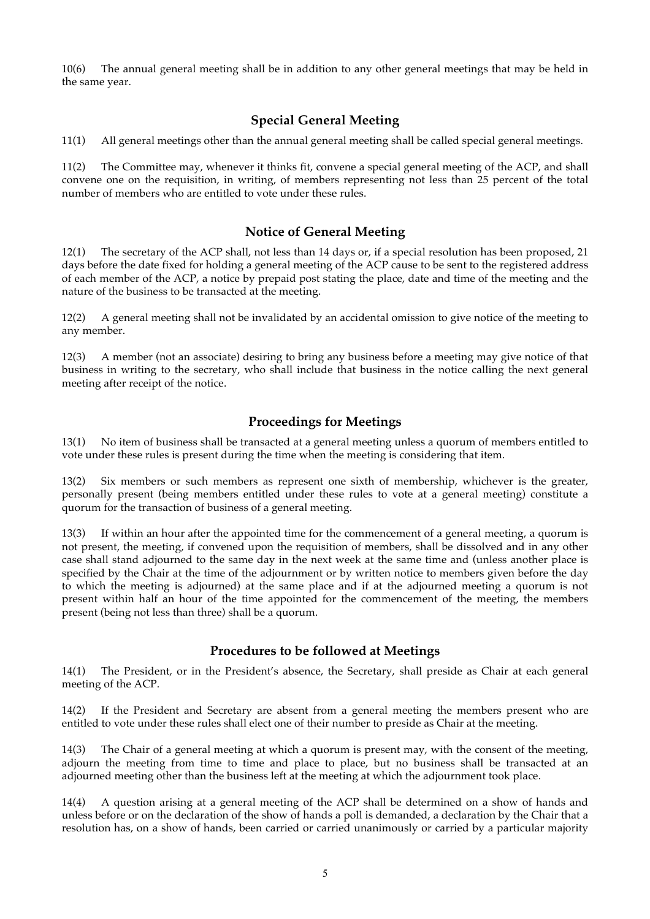10(6) The annual general meeting shall be in addition to any other general meetings that may be held in the same year.

## Special General Meeting

11(1) All general meetings other than the annual general meeting shall be called special general meetings.

11(2) The Committee may, whenever it thinks fit, convene a special general meeting of the ACP, and shall convene one on the requisition, in writing, of members representing not less than 25 percent of the total number of members who are entitled to vote under these rules.

## Notice of General Meeting

12(1) The secretary of the ACP shall, not less than 14 days or, if a special resolution has been proposed, 21 days before the date fixed for holding a general meeting of the ACP cause to be sent to the registered address of each member of the ACP, a notice by prepaid post stating the place, date and time of the meeting and the nature of the business to be transacted at the meeting.

12(2) A general meeting shall not be invalidated by an accidental omission to give notice of the meeting to any member.

12(3) A member (not an associate) desiring to bring any business before a meeting may give notice of that business in writing to the secretary, who shall include that business in the notice calling the next general meeting after receipt of the notice.

## Proceedings for Meetings

13(1) No item of business shall be transacted at a general meeting unless a quorum of members entitled to vote under these rules is present during the time when the meeting is considering that item.

13(2) Six members or such members as represent one sixth of membership, whichever is the greater, personally present (being members entitled under these rules to vote at a general meeting) constitute a quorum for the transaction of business of a general meeting.

13(3) If within an hour after the appointed time for the commencement of a general meeting, a quorum is not present, the meeting, if convened upon the requisition of members, shall be dissolved and in any other case shall stand adjourned to the same day in the next week at the same time and (unless another place is specified by the Chair at the time of the adjournment or by written notice to members given before the day to which the meeting is adjourned) at the same place and if at the adjourned meeting a quorum is not present within half an hour of the time appointed for the commencement of the meeting, the members present (being not less than three) shall be a quorum.

## Procedures to be followed at Meetings

14(1) The President, or in the President's absence, the Secretary, shall preside as Chair at each general meeting of the ACP.

14(2) If the President and Secretary are absent from a general meeting the members present who are entitled to vote under these rules shall elect one of their number to preside as Chair at the meeting.

14(3) The Chair of a general meeting at which a quorum is present may, with the consent of the meeting, adjourn the meeting from time to time and place to place, but no business shall be transacted at an adjourned meeting other than the business left at the meeting at which the adjournment took place.

14(4) A question arising at a general meeting of the ACP shall be determined on a show of hands and unless before or on the declaration of the show of hands a poll is demanded, a declaration by the Chair that a resolution has, on a show of hands, been carried or carried unanimously or carried by a particular majority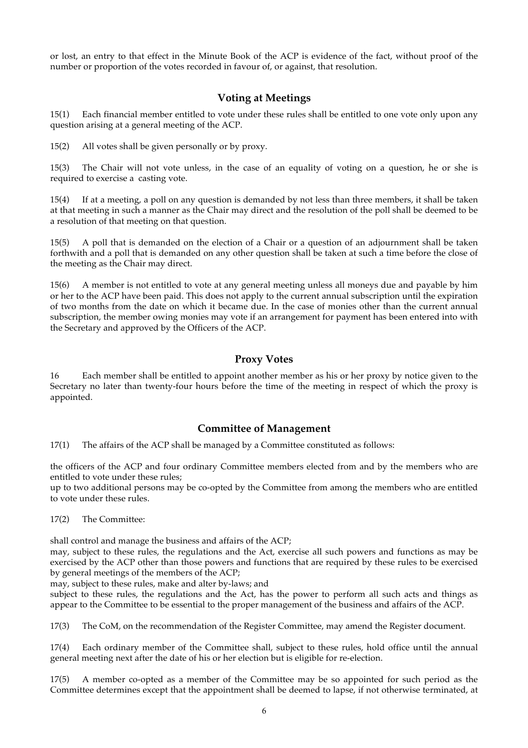or lost, an entry to that effect in the Minute Book of the ACP is evidence of the fact, without proof of the number or proportion of the votes recorded in favour of, or against, that resolution.

## Voting at Meetings

15(1) Each financial member entitled to vote under these rules shall be entitled to one vote only upon any question arising at a general meeting of the ACP.

15(2) All votes shall be given personally or by proxy.

15(3) The Chair will not vote unless, in the case of an equality of voting on a question, he or she is required to exercise a casting vote.

15(4) If at a meeting, a poll on any question is demanded by not less than three members, it shall be taken at that meeting in such a manner as the Chair may direct and the resolution of the poll shall be deemed to be a resolution of that meeting on that question.

15(5) A poll that is demanded on the election of a Chair or a question of an adjournment shall be taken forthwith and a poll that is demanded on any other question shall be taken at such a time before the close of the meeting as the Chair may direct.

15(6) A member is not entitled to vote at any general meeting unless all moneys due and payable by him or her to the ACP have been paid. This does not apply to the current annual subscription until the expiration of two months from the date on which it became due. In the case of monies other than the current annual subscription, the member owing monies may vote if an arrangement for payment has been entered into with the Secretary and approved by the Officers of the ACP.

## Proxy Votes

16 Each member shall be entitled to appoint another member as his or her proxy by notice given to the Secretary no later than twenty-four hours before the time of the meeting in respect of which the proxy is appointed.

## Committee of Management

17(1) The affairs of the ACP shall be managed by a Committee constituted as follows:

the officers of the ACP and four ordinary Committee members elected from and by the members who are entitled to vote under these rules;
up to two additional persons may be co-opted by the Committee from among the members who are entitled to vote under these rules.

17(2) The Committee:

shall control and manage the business and affairs of the ACP;
may, subject to these rules, the regulations and the Act, exercise all such powers and functions as may be exercised by the ACP other than those powers and functions that are required by these rules to be exercised by general meetings of the members of the ACP;
may, subject to these rules, make and alter by-laws; and
subject to these rules, the regulations and the Act, has the power to perform all such acts and things as appear to the Committee to be essential to the proper management of the business and affairs of the ACP.

17(3) The CoM, on the recommendation of the Register Committee, may amend the Register document.

17(4) Each ordinary member of the Committee shall, subject to these rules, hold office until the annual general meeting next after the date of his or her election but is eligible for re-election.

17(5) A member co-opted as a member of the Committee may be so appointed for such period as the Committee determines except that the appointment shall be deemed to lapse, if not otherwise terminated, at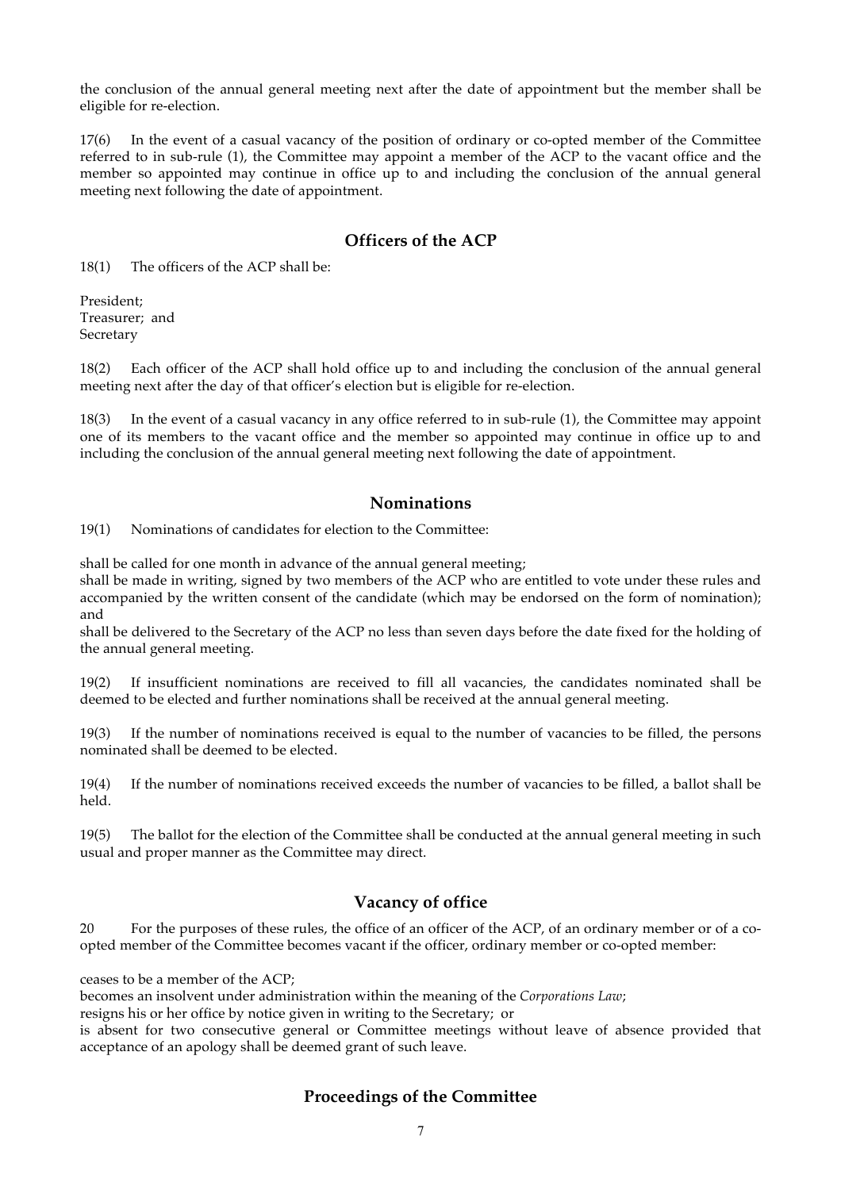the conclusion of the annual general meeting next after the date of appointment but the member shall be eligible for re-election.

17(6) In the event of a casual vacancy of the position of ordinary or co-opted member of the Committee referred to in sub-rule (1), the Committee may appoint a member of the ACP to the vacant office and the member so appointed may continue in office up to and including the conclusion of the annual general meeting next following the date of appointment.

## Officers of the ACP

18(1) The officers of the ACP shall be:

President;
Treasurer; and
Secretary

18(2) Each officer of the ACP shall hold office up to and including the conclusion of the annual general meeting next after the day of that officer's election but is eligible for re-election.

18(3) In the event of a casual vacancy in any office referred to in sub-rule (1), the Committee may appoint one of its members to the vacant office and the member so appointed may continue in office up to and including the conclusion of the annual general meeting next following the date of appointment.

## Nominations

19(1) Nominations of candidates for election to the Committee:

shall be called for one month in advance of the annual general meeting;
shall be made in writing, signed by two members of the ACP who are entitled to vote under these rules and accompanied by the written consent of the candidate (which may be endorsed on the form of nomination); and
shall be delivered to the Secretary of the ACP no less than seven days before the date fixed for the holding of the annual general meeting.

19(2) If insufficient nominations are received to fill all vacancies, the candidates nominated shall be deemed to be elected and further nominations shall be received at the annual general meeting.

19(3) If the number of nominations received is equal to the number of vacancies to be filled, the persons nominated shall be deemed to be elected.

19(4) If the number of nominations received exceeds the number of vacancies to be filled, a ballot shall be held.

19(5) The ballot for the election of the Committee shall be conducted at the annual general meeting in such usual and proper manner as the Committee may direct.

## Vacancy of office

20 For the purposes of these rules, the office of an officer of the ACP, of an ordinary member or of a co-opted member of the Committee becomes vacant if the officer, ordinary member or co-opted member:

ceases to be a member of the ACP;
becomes an insolvent under administration within the meaning of the *Corporations Law*;
resigns his or her office by notice given in writing to the Secretary; or
is absent for two consecutive general or Committee meetings without leave of absence provided that acceptance of an apology shall be deemed grant of such leave.

## Proceedings of the Committee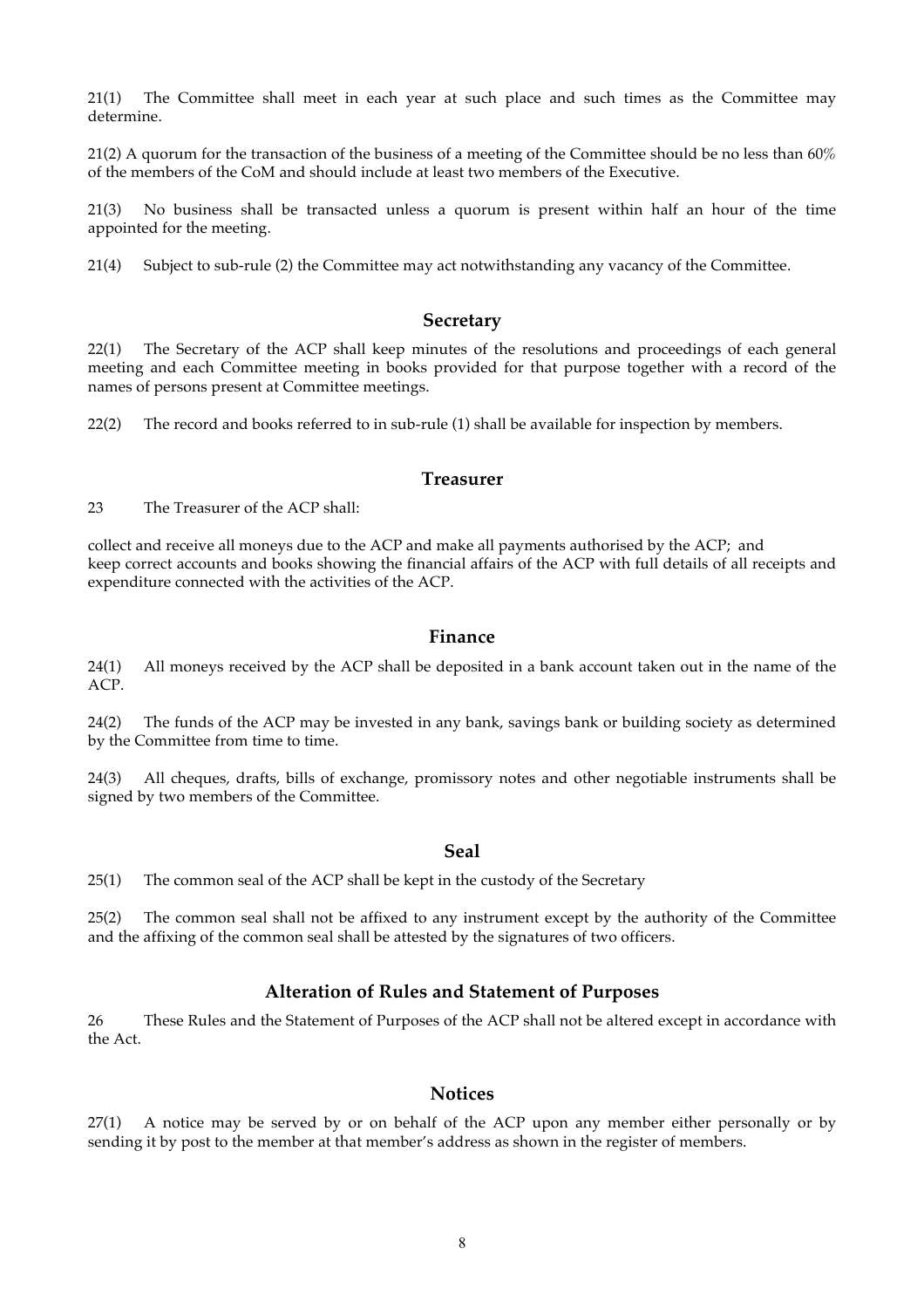21(1) The Committee shall meet in each year at such place and such times as the Committee may determine.

21(2) A quorum for the transaction of the business of a meeting of the Committee should be no less than 60% of the members of the CoM and should include at least two members of the Executive.

21(3) No business shall be transacted unless a quorum is present within half an hour of the time appointed for the meeting.

21(4) Subject to sub-rule (2) the Committee may act notwithstanding any vacancy of the Committee.

## Secretary

22(1) The Secretary of the ACP shall keep minutes of the resolutions and proceedings of each general meeting and each Committee meeting in books provided for that purpose together with a record of the names of persons present at Committee meetings.

22(2) The record and books referred to in sub-rule (1) shall be available for inspection by members.

## Treasurer

23 The Treasurer of the ACP shall:

collect and receive all moneys due to the ACP and make all payments authorised by the ACP; and
keep correct accounts and books showing the financial affairs of the ACP with full details of all receipts and expenditure connected with the activities of the ACP.

## Finance

24(1) All moneys received by the ACP shall be deposited in a bank account taken out in the name of the ACP.

24(2) The funds of the ACP may be invested in any bank, savings bank or building society as determined by the Committee from time to time.

24(3) All cheques, drafts, bills of exchange, promissory notes and other negotiable instruments shall be signed by two members of the Committee.

## Seal

25(1) The common seal of the ACP shall be kept in the custody of the Secretary

25(2) The common seal shall not be affixed to any instrument except by the authority of the Committee and the affixing of the common seal shall be attested by the signatures of two officers.

## Alteration of Rules and Statement of Purposes

26 These Rules and the Statement of Purposes of the ACP shall not be altered except in accordance with the Act.

## Notices

27(1) A notice may be served by or on behalf of the ACP upon any member either personally or by sending it by post to the member at that member's address as shown in the register of members.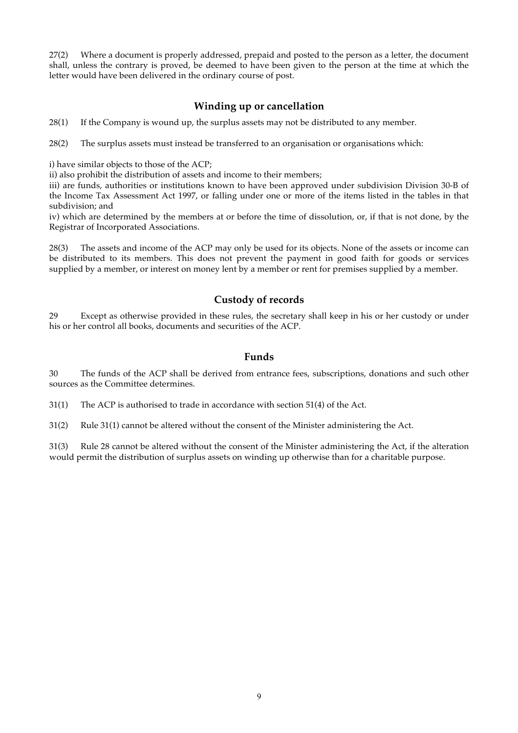27(2) Where a document is properly addressed, prepaid and posted to the person as a letter, the document shall, unless the contrary is proved, be deemed to have been given to the person at the time at which the letter would have been delivered in the ordinary course of post.

## Winding up or cancellation

28(1) If the Company is wound up, the surplus assets may not be distributed to any member.

28(2) The surplus assets must instead be transferred to an organisation or organisations which:

i) have similar objects to those of the ACP;
ii) also prohibit the distribution of assets and income to their members;
iii) are funds, authorities or institutions known to have been approved under subdivision Division 30-B of the Income Tax Assessment Act 1997, or falling under one or more of the items listed in the tables in that subdivision; and
iv) which are determined by the members at or before the time of dissolution, or, if that is not done, by the Registrar of Incorporated Associations.

28(3) The assets and income of the ACP may only be used for its objects. None of the assets or income can be distributed to its members. This does not prevent the payment in good faith for goods or services supplied by a member, or interest on money lent by a member or rent for premises supplied by a member.

## Custody of records

29 Except as otherwise provided in these rules, the secretary shall keep in his or her custody or under his or her control all books, documents and securities of the ACP.

## Funds

30 The funds of the ACP shall be derived from entrance fees, subscriptions, donations and such other sources as the Committee determines.

31(1) The ACP is authorised to trade in accordance with section 51(4) of the Act.

31(2) Rule 31(1) cannot be altered without the consent of the Minister administering the Act.

31(3) Rule 28 cannot be altered without the consent of the Minister administering the Act, if the alteration would permit the distribution of surplus assets on winding up otherwise than for a charitable purpose.